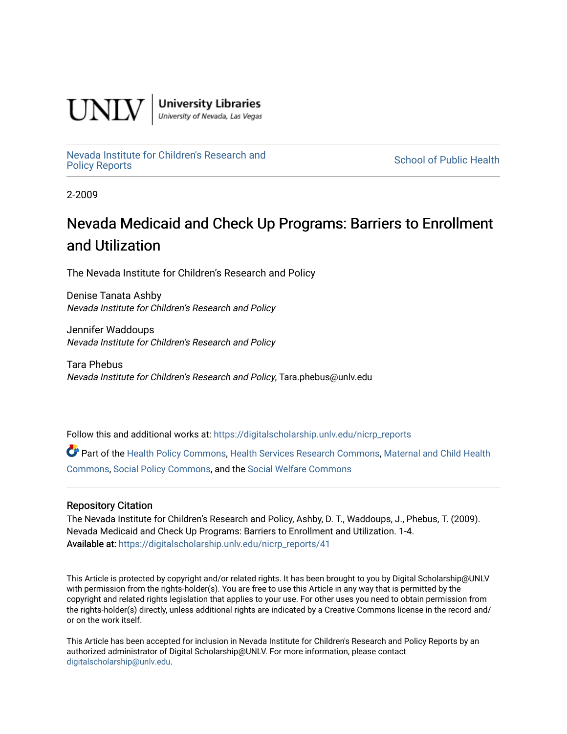UNLV | University Libraries
University of Nevada, Las Vegas

Nevada Institute for Children's Research and Policy Reports

School of Public Health

2-2009

# Nevada Medicaid and Check Up Programs: Barriers to Enrollment and Utilization

The Nevada Institute for Children's Research and Policy

Denise Tanata Ashby
*Nevada Institute for Children's Research and Policy*

Jennifer Waddoups
*Nevada Institute for Children's Research and Policy*

Tara Phebus
*Nevada Institute for Children's Research and Policy*, Tara.phebus@unlv.edu

Follow this and additional works at: https://digitalscholarship.unlv.edu/nicrp_reports

Part of the Health Policy Commons, Health Services Research Commons, Maternal and Child Health Commons, Social Policy Commons, and the Social Welfare Commons

## Repository Citation

The Nevada Institute for Children's Research and Policy, Ashby, D. T., Waddoups, J., Phebus, T. (2009). Nevada Medicaid and Check Up Programs: Barriers to Enrollment and Utilization. 1-4.
Available at: https://digitalscholarship.unlv.edu/nicrp_reports/41

This Article is protected by copyright and/or related rights. It has been brought to you by Digital Scholarship@UNLV with permission from the rights-holder(s). You are free to use this Article in any way that is permitted by the copyright and related rights legislation that applies to your use. For other uses you need to obtain permission from the rights-holder(s) directly, unless additional rights are indicated by a Creative Commons license in the record and/or on the work itself.

This Article has been accepted for inclusion in Nevada Institute for Children's Research and Policy Reports by an authorized administrator of Digital Scholarship@UNLV. For more information, please contact digitalscholarship@unlv.edu.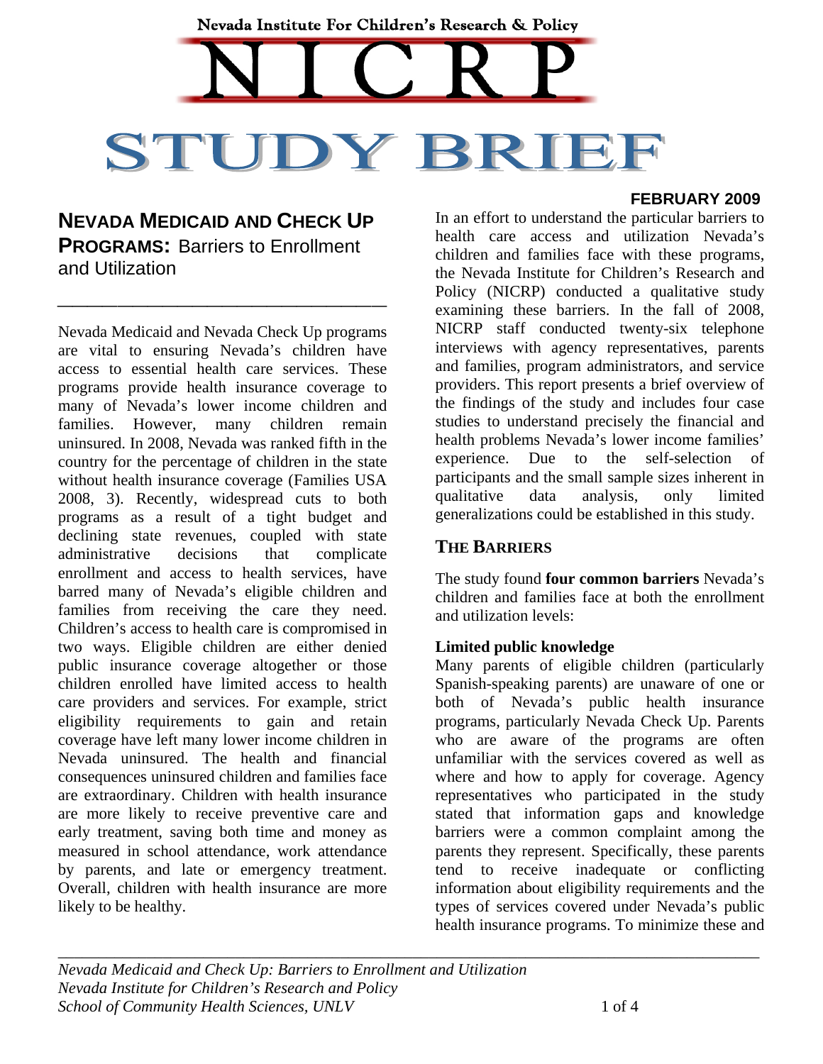Nevada Institute For Children's Research & Policy

# NICRP

# STUDY BRIEF

**FEBRUARY 2009**

## NEVADA MEDICAID AND CHECK UP PROGRAMS: Barriers to Enrollment and Utilization

Nevada Medicaid and Nevada Check Up programs are vital to ensuring Nevada's children have access to essential health care services. These programs provide health insurance coverage to many of Nevada's lower income children and families. However, many children remain uninsured. In 2008, Nevada was ranked fifth in the country for the percentage of children in the state without health insurance coverage (Families USA 2008, 3). Recently, widespread cuts to both programs as a result of a tight budget and declining state revenues, coupled with state administrative decisions that complicate enrollment and access to health services, have barred many of Nevada's eligible children and families from receiving the care they need. Children's access to health care is compromised in two ways. Eligible children are either denied public insurance coverage altogether or those children enrolled have limited access to health care providers and services. For example, strict eligibility requirements to gain and retain coverage have left many lower income children in Nevada uninsured. The health and financial consequences uninsured children and families face are extraordinary. Children with health insurance are more likely to receive preventive care and early treatment, saving both time and money as measured in school attendance, work attendance by parents, and late or emergency treatment. Overall, children with health insurance are more likely to be healthy.

In an effort to understand the particular barriers to health care access and utilization Nevada's children and families face with these programs, the Nevada Institute for Children's Research and Policy (NICRP) conducted a qualitative study examining these barriers. In the fall of 2008, NICRP staff conducted twenty-six telephone interviews with agency representatives, parents and families, program administrators, and service providers. This report presents a brief overview of the findings of the study and includes four case studies to understand precisely the financial and health problems Nevada's lower income families' experience. Due to the self-selection of participants and the small sample sizes inherent in qualitative data analysis, only limited generalizations could be established in this study.

## THE BARRIERS

The study found **four common barriers** Nevada's children and families face at both the enrollment and utilization levels:

**Limited public knowledge**

Many parents of eligible children (particularly Spanish-speaking parents) are unaware of one or both of Nevada's public health insurance programs, particularly Nevada Check Up. Parents who are aware of the programs are often unfamiliar with the services covered as well as where and how to apply for coverage. Agency representatives who participated in the study stated that information gaps and knowledge barriers were a common complaint among the parents they represent. Specifically, these parents tend to receive inadequate or conflicting information about eligibility requirements and the types of services covered under Nevada's public health insurance programs. To minimize these and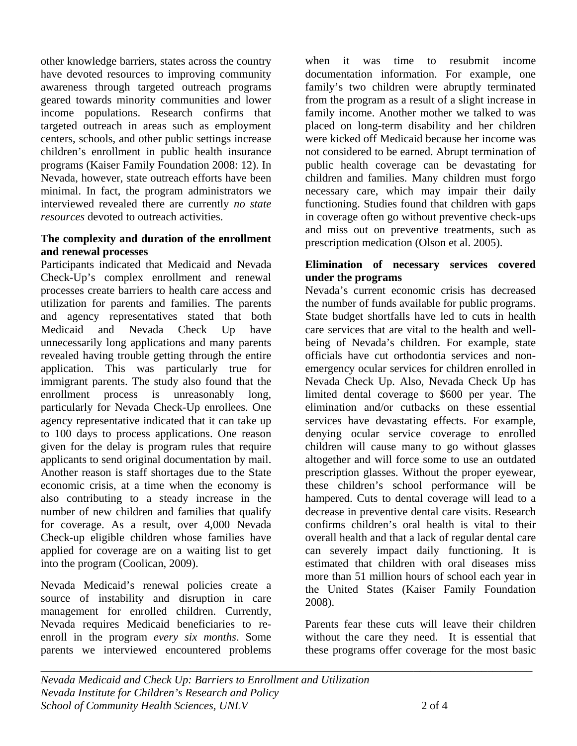other knowledge barriers, states across the country have devoted resources to improving community awareness through targeted outreach programs geared towards minority communities and lower income populations. Research confirms that targeted outreach in areas such as employment centers, schools, and other public settings increase children's enrollment in public health insurance programs (Kaiser Family Foundation 2008: 12). In Nevada, however, state outreach efforts have been minimal. In fact, the program administrators we interviewed revealed there are currently *no state resources* devoted to outreach activities.

**The complexity and duration of the enrollment and renewal processes**

Participants indicated that Medicaid and Nevada Check-Up's complex enrollment and renewal processes create barriers to health care access and utilization for parents and families. The parents and agency representatives stated that both Medicaid and Nevada Check Up have unnecessarily long applications and many parents revealed having trouble getting through the entire application. This was particularly true for immigrant parents. The study also found that the enrollment process is unreasonably long, particularly for Nevada Check-Up enrollees. One agency representative indicated that it can take up to 100 days to process applications. One reason given for the delay is program rules that require applicants to send original documentation by mail. Another reason is staff shortages due to the State economic crisis, at a time when the economy is also contributing to a steady increase in the number of new children and families that qualify for coverage. As a result, over 4,000 Nevada Check-up eligible children whose families have applied for coverage are on a waiting list to get into the program (Coolican, 2009).

Nevada Medicaid's renewal policies create a source of instability and disruption in care management for enrolled children. Currently, Nevada requires Medicaid beneficiaries to re-enroll in the program *every six months*. Some parents we interviewed encountered problems when it was time to resubmit income documentation information. For example, one family's two children were abruptly terminated from the program as a result of a slight increase in family income. Another mother we talked to was placed on long-term disability and her children were kicked off Medicaid because her income was not considered to be earned. Abrupt termination of public health coverage can be devastating for children and families. Many children must forgo necessary care, which may impair their daily functioning. Studies found that children with gaps in coverage often go without preventive check-ups and miss out on preventive treatments, such as prescription medication (Olson et al. 2005).

**Elimination of necessary services covered under the programs**

Nevada's current economic crisis has decreased the number of funds available for public programs. State budget shortfalls have led to cuts in health care services that are vital to the health and well-being of Nevada's children. For example, state officials have cut orthodontia services and non-emergency ocular services for children enrolled in Nevada Check Up. Also, Nevada Check Up has limited dental coverage to $600 per year. The elimination and/or cutbacks on these essential services have devastating effects. For example, denying ocular service coverage to enrolled children will cause many to go without glasses altogether and will force some to use an outdated prescription glasses. Without the proper eyewear, these children's school performance will be hampered. Cuts to dental coverage will lead to a decrease in preventive dental care visits. Research confirms children's oral health is vital to their overall health and that a lack of regular dental care can severely impact daily functioning. It is estimated that children with oral diseases miss more than 51 million hours of school each year in the United States (Kaiser Family Foundation 2008).

Parents fear these cuts will leave their children without the care they need. It is essential that these programs offer coverage for the most basic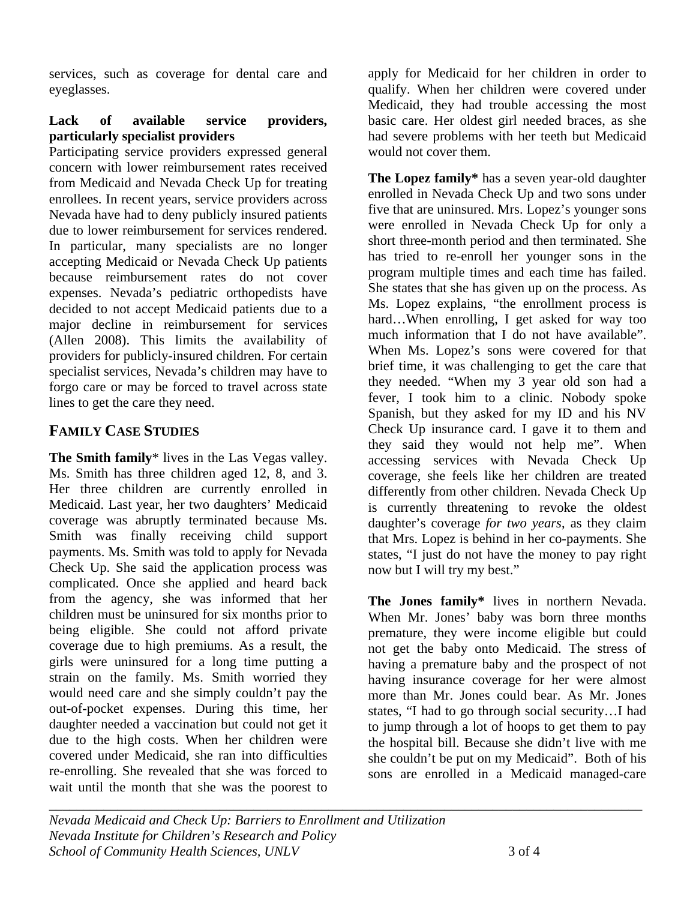services, such as coverage for dental care and eyeglasses.

**Lack of available service providers, particularly specialist providers**

Participating service providers expressed general concern with lower reimbursement rates received from Medicaid and Nevada Check Up for treating enrollees. In recent years, service providers across Nevada have had to deny publicly insured patients due to lower reimbursement for services rendered. In particular, many specialists are no longer accepting Medicaid or Nevada Check Up patients because reimbursement rates do not cover expenses. Nevada's pediatric orthopedists have decided to not accept Medicaid patients due to a major decline in reimbursement for services (Allen 2008). This limits the availability of providers for publicly-insured children. For certain specialist services, Nevada's children may have to forgo care or may be forced to travel across state lines to get the care they need.

## FAMILY CASE STUDIES

**The Smith family*** lives in the Las Vegas valley. Ms. Smith has three children aged 12, 8, and 3. Her three children are currently enrolled in Medicaid. Last year, her two daughters' Medicaid coverage was abruptly terminated because Ms. Smith was finally receiving child support payments. Ms. Smith was told to apply for Nevada Check Up. She said the application process was complicated. Once she applied and heard back from the agency, she was informed that her children must be uninsured for six months prior to being eligible. She could not afford private coverage due to high premiums. As a result, the girls were uninsured for a long time putting a strain on the family. Ms. Smith worried they would need care and she simply couldn't pay the out-of-pocket expenses. During this time, her daughter needed a vaccination but could not get it due to the high costs. When her children were covered under Medicaid, she ran into difficulties re-enrolling. She revealed that she was forced to wait until the month that she was the poorest to apply for Medicaid for her children in order to qualify. When her children were covered under Medicaid, they had trouble accessing the most basic care. Her oldest girl needed braces, as she had severe problems with her teeth but Medicaid would not cover them.

**The Lopez family*** has a seven year-old daughter enrolled in Nevada Check Up and two sons under five that are uninsured. Mrs. Lopez's younger sons were enrolled in Nevada Check Up for only a short three-month period and then terminated. She has tried to re-enroll her younger sons in the program multiple times and each time has failed. She states that she has given up on the process. As Ms. Lopez explains, "the enrollment process is hard…When enrolling, I get asked for way too much information that I do not have available". When Ms. Lopez's sons were covered for that brief time, it was challenging to get the care that they needed. "When my 3 year old son had a fever, I took him to a clinic. Nobody spoke Spanish, but they asked for my ID and his NV Check Up insurance card. I gave it to them and they said they would not help me". When accessing services with Nevada Check Up coverage, she feels like her children are treated differently from other children. Nevada Check Up is currently threatening to revoke the oldest daughter's coverage *for two years*, as they claim that Mrs. Lopez is behind in her co-payments. She states, "I just do not have the money to pay right now but I will try my best."

**The Jones family*** lives in northern Nevada. When Mr. Jones' baby was born three months premature, they were income eligible but could not get the baby onto Medicaid. The stress of having a premature baby and the prospect of not having insurance coverage for her were almost more than Mr. Jones could bear. As Mr. Jones states, "I had to go through social security…I had to jump through a lot of hoops to get them to pay the hospital bill. Because she didn't live with me she couldn't be put on my Medicaid". Both of his sons are enrolled in a Medicaid managed-care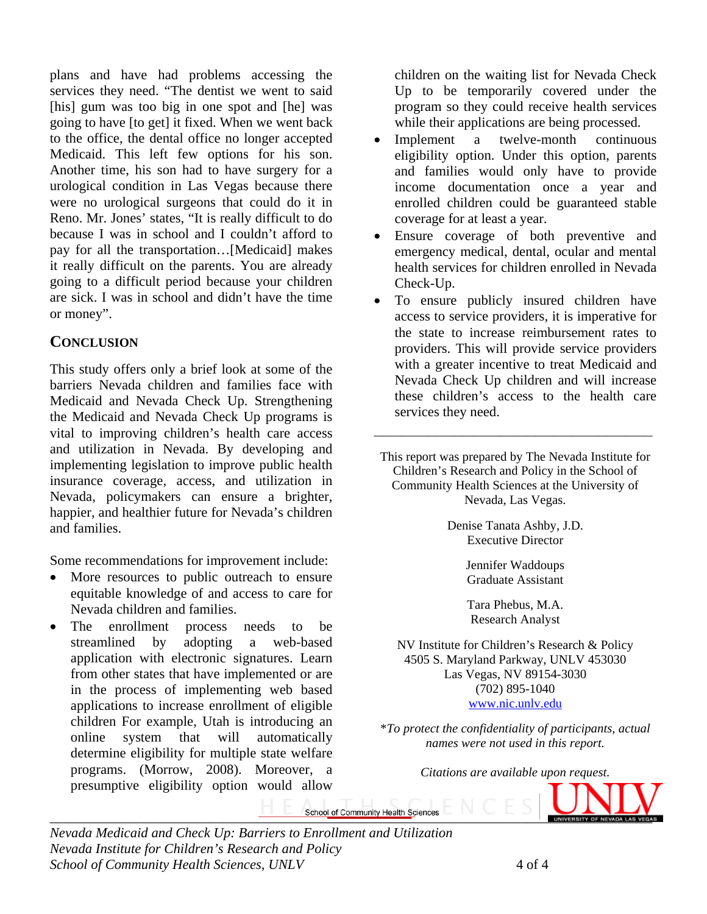plans and have had problems accessing the services they need. "The dentist we went to said [his] gum was too big in one spot and [he] was going to have [to get] it fixed. When we went back to the office, the dental office no longer accepted Medicaid. This left few options for his son. Another time, his son had to have surgery for a urological condition in Las Vegas because there were no urological surgeons that could do it in Reno. Mr. Jones' states, "It is really difficult to do because I was in school and I couldn't afford to pay for all the transportation…[Medicaid] makes it really difficult on the parents. You are already going to a difficult period because your children are sick. I was in school and didn't have the time or money".

## CONCLUSION

This study offers only a brief look at some of the barriers Nevada children and families face with Medicaid and Nevada Check Up. Strengthening the Medicaid and Nevada Check Up programs is vital to improving children's health care access and utilization in Nevada. By developing and implementing legislation to improve public health insurance coverage, access, and utilization in Nevada, policymakers can ensure a brighter, happier, and healthier future for Nevada's children and families.

Some recommendations for improvement include:

- More resources to public outreach to ensure equitable knowledge of and access to care for Nevada children and families.
- The enrollment process needs to be streamlined by adopting a web-based application with electronic signatures. Learn from other states that have implemented or are in the process of implementing web based applications to increase enrollment of eligible children For example, Utah is introducing an online system that will automatically determine eligibility for multiple state welfare programs. (Morrow, 2008). Moreover, a presumptive eligibility option would allow children on the waiting list for Nevada Check Up to be temporarily covered under the program so they could receive health services while their applications are being processed.
- Implement a twelve-month continuous eligibility option. Under this option, parents and families would only have to provide income documentation once a year and enrolled children could be guaranteed stable coverage for at least a year.
- Ensure coverage of both preventive and emergency medical, dental, ocular and mental health services for children enrolled in Nevada Check-Up.
- To ensure publicly insured children have access to service providers, it is imperative for the state to increase reimbursement rates to providers. This will provide service providers with a greater incentive to treat Medicaid and Nevada Check Up children and will increase these children's access to the health care services they need.

---

This report was prepared by The Nevada Institute for Children's Research and Policy in the School of Community Health Sciences at the University of Nevada, Las Vegas.

Denise Tanata Ashby, J.D.
Executive Director

Jennifer Waddoups
Graduate Assistant

Tara Phebus, M.A.
Research Analyst

NV Institute for Children's Research & Policy
4505 S. Maryland Parkway, UNLV 453030
Las Vegas, NV 89154-3030
(702) 895-1040
www.nic.unlv.edu

*\*To protect the confidentiality of participants, actual names were not used in this report.*

*Citations are available upon request.*